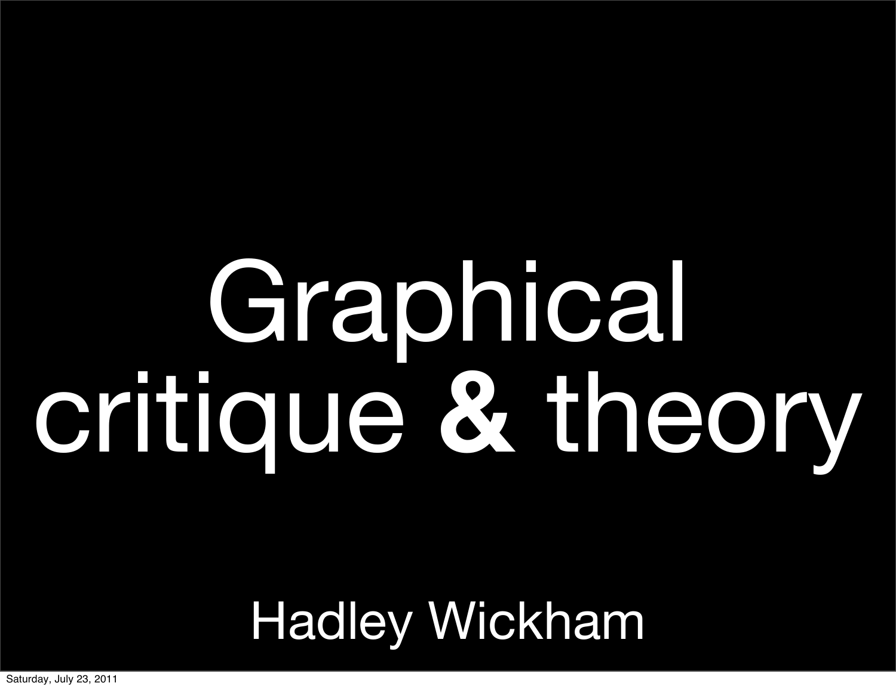# Graphical critique **&** theory

Hadley Wickham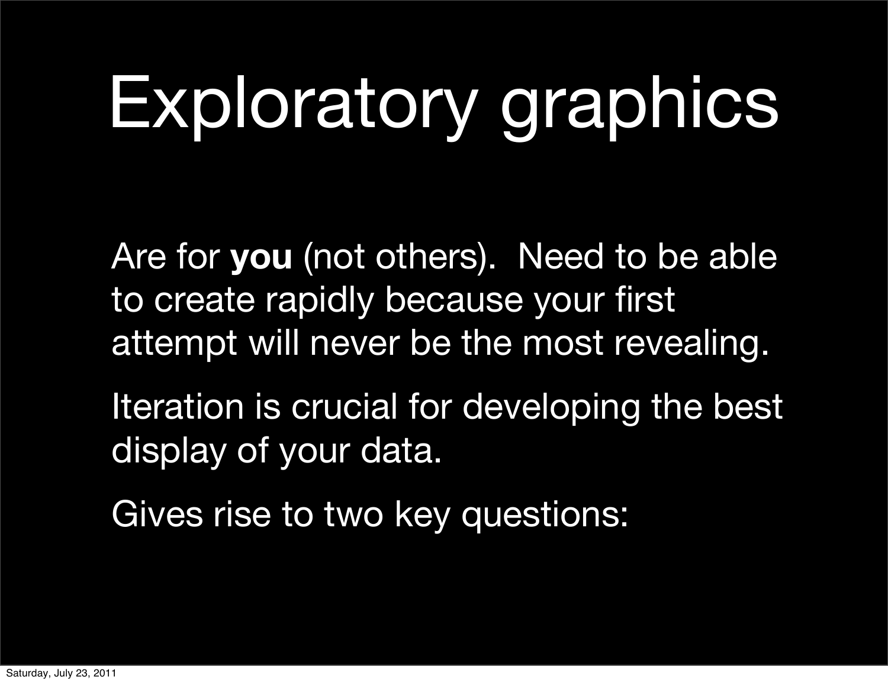# Exploratory graphics

Are for **you** (not others). Need to be able to create rapidly because your first attempt will never be the most revealing.

Iteration is crucial for developing the best display of your data.

Gives rise to two key questions: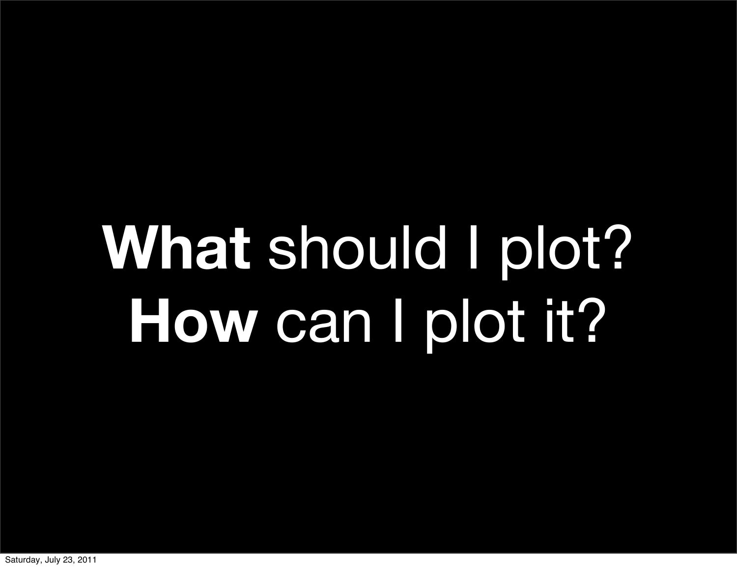**What** should I plot?
**How** can I plot it?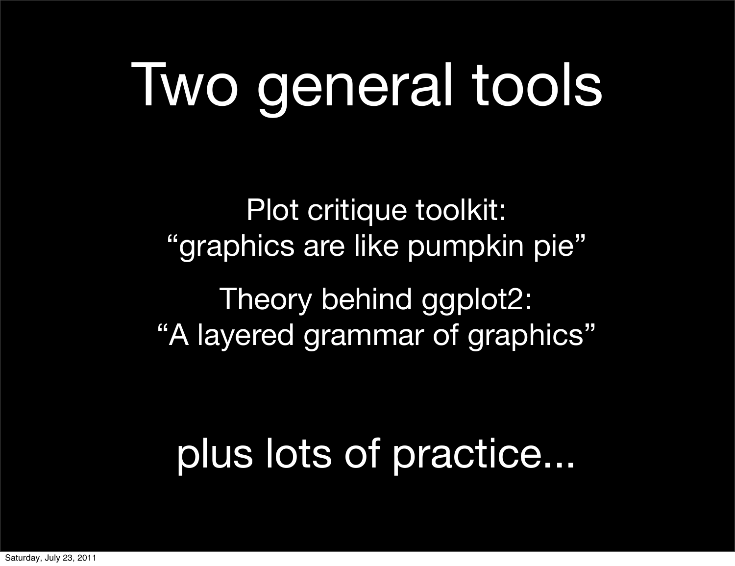# Two general tools

Plot critique toolkit:
"graphics are like pumpkin pie"

Theory behind ggplot2:
"A layered grammar of graphics"

plus lots of practice...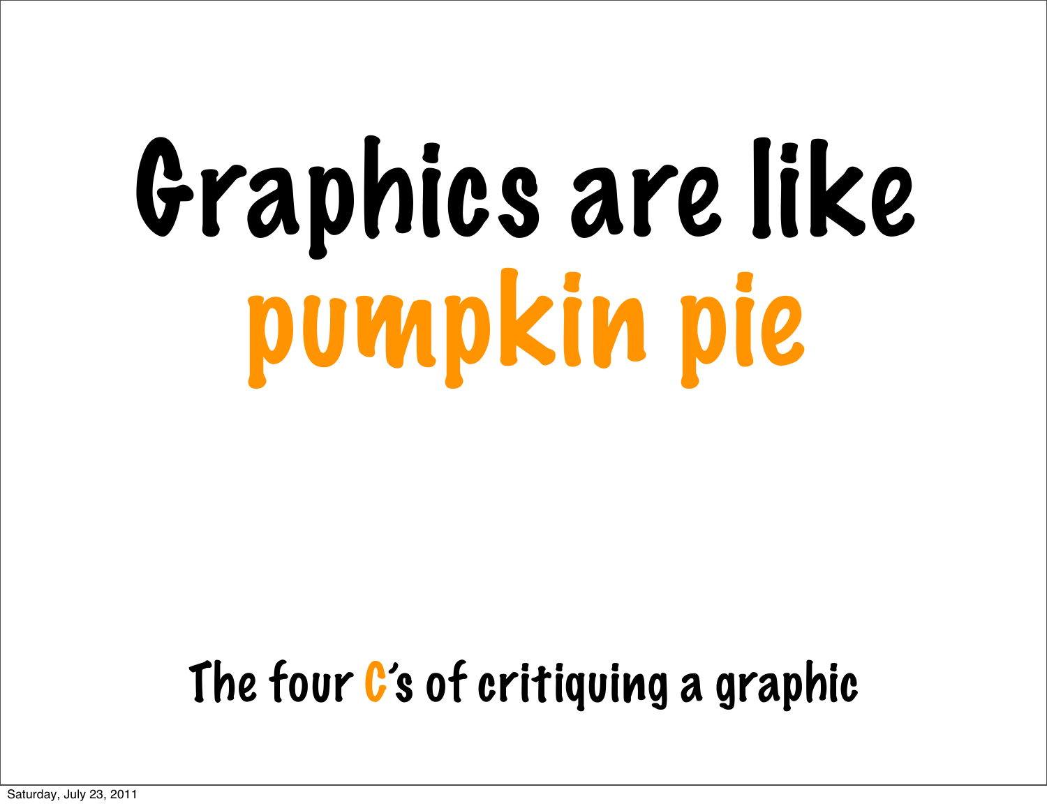# Graphics are like pumpkin pie

The four C's of critiquing a graphic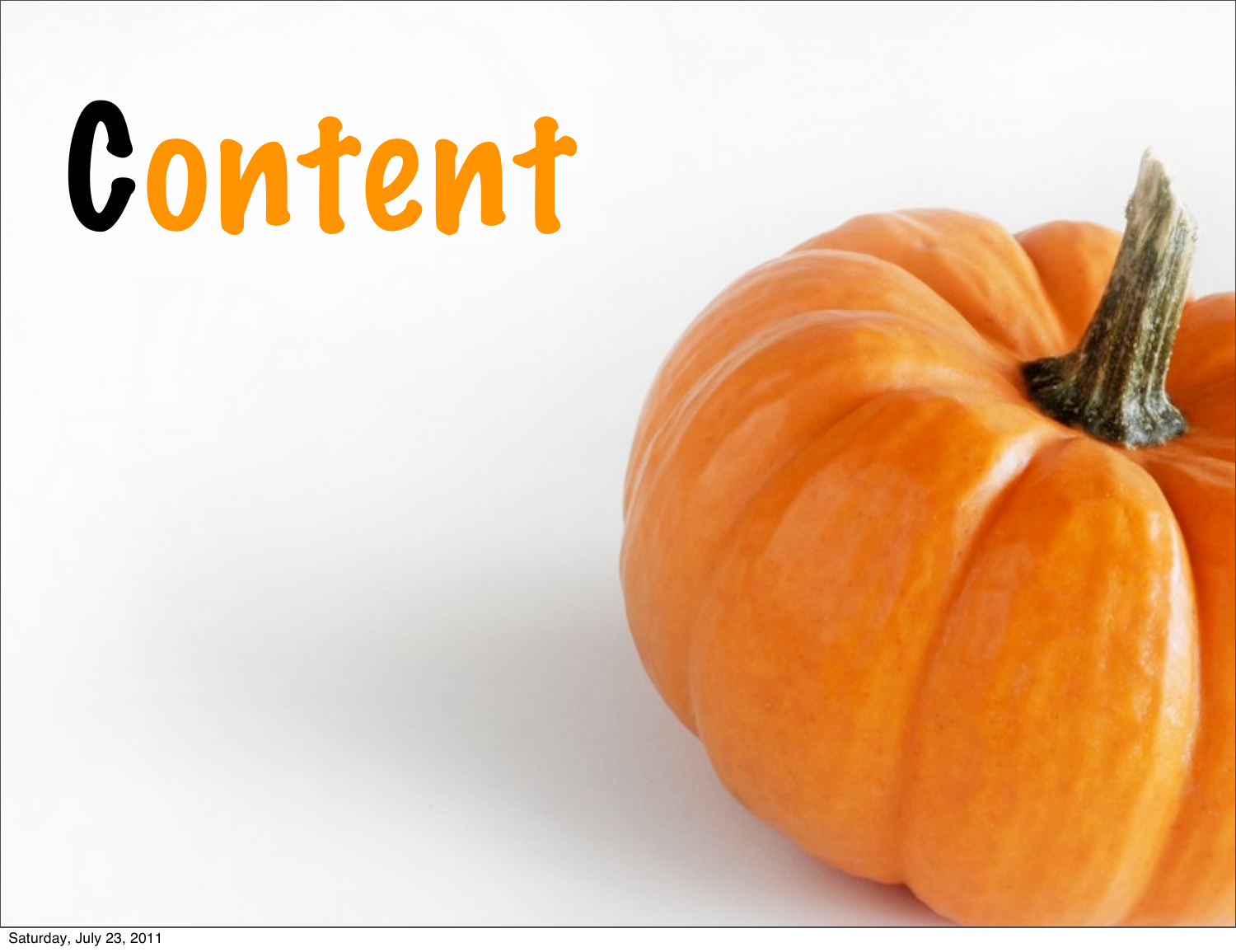# Content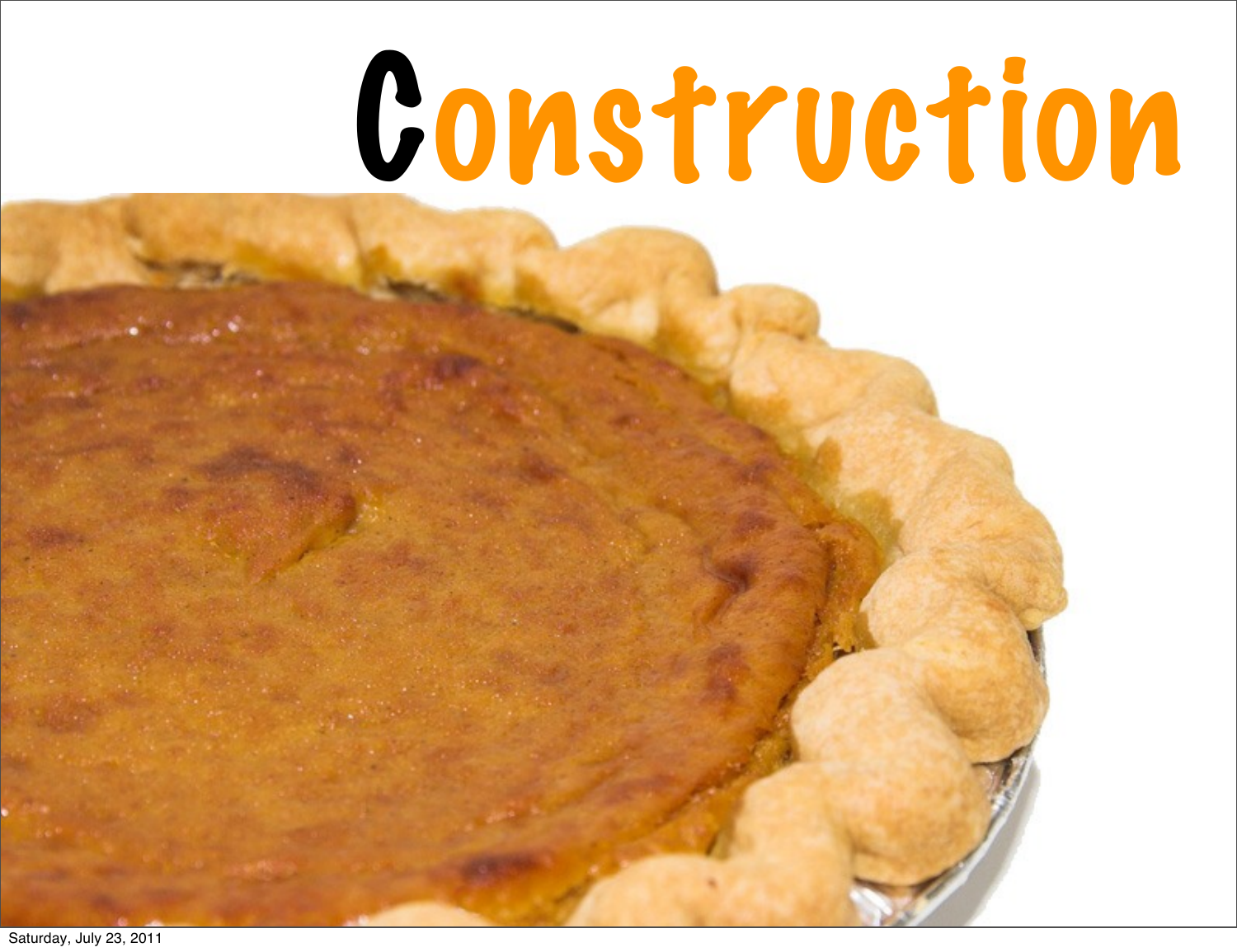# Construction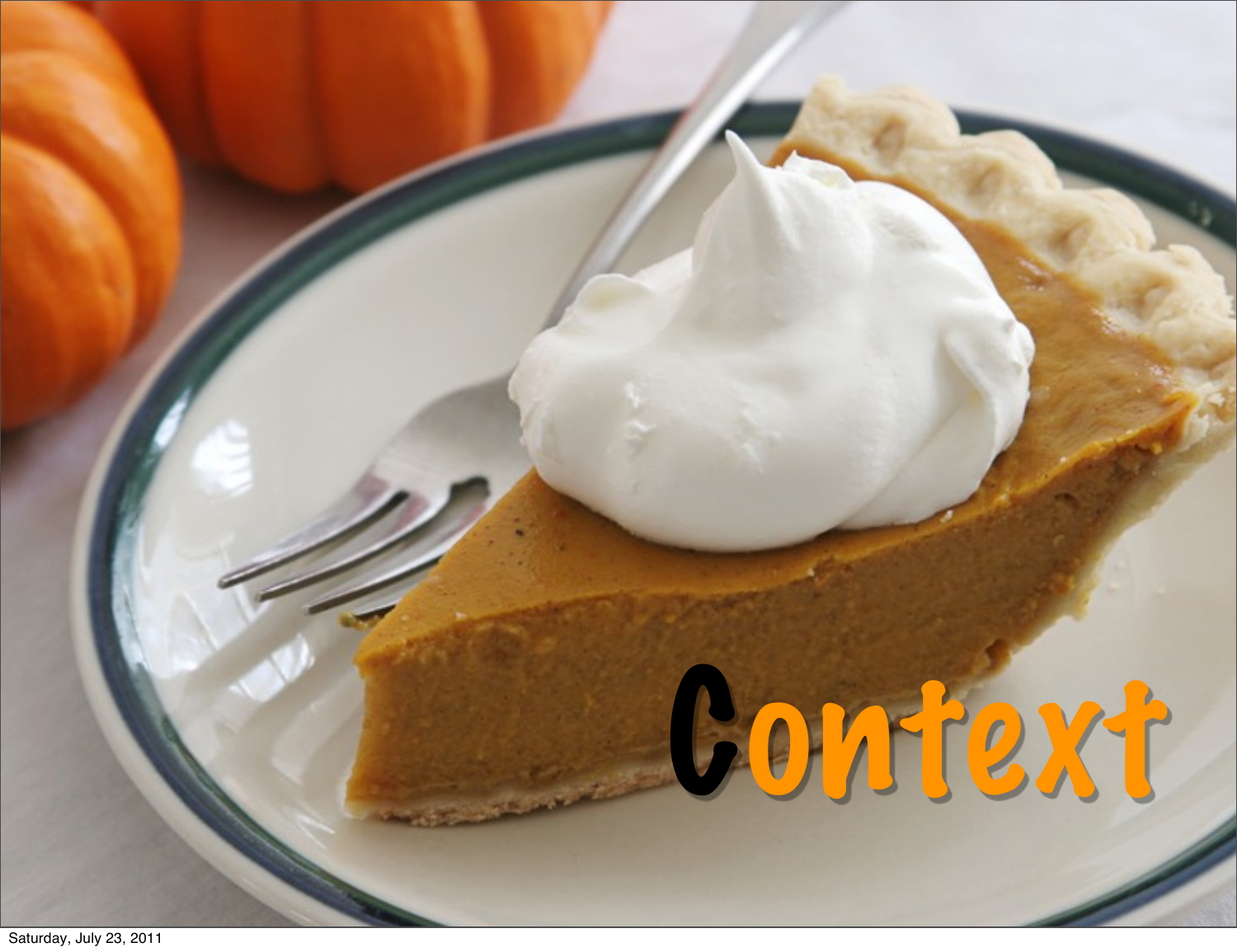# Context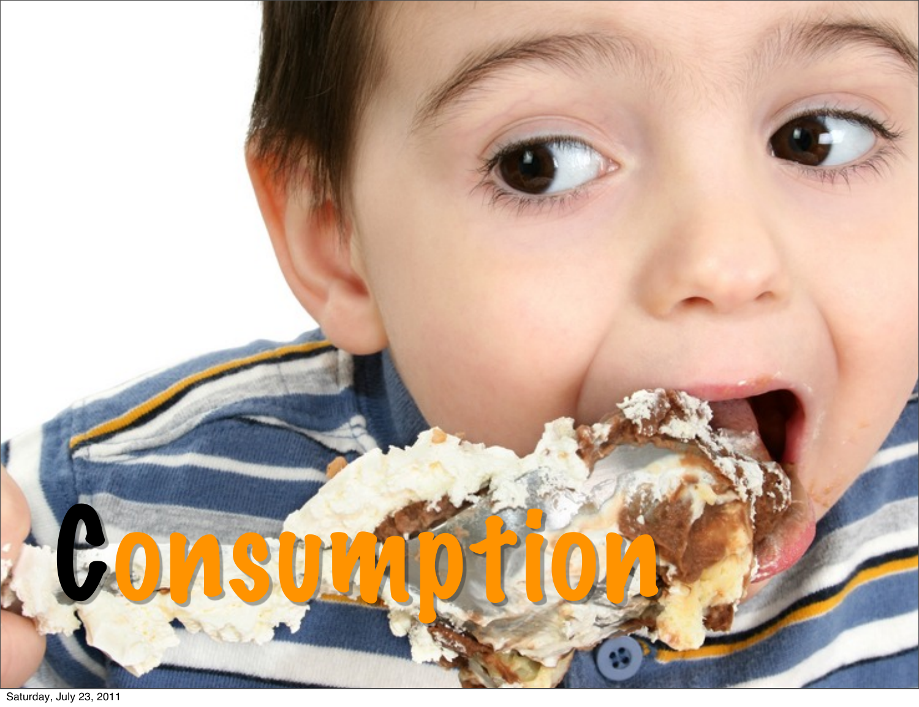# Consumption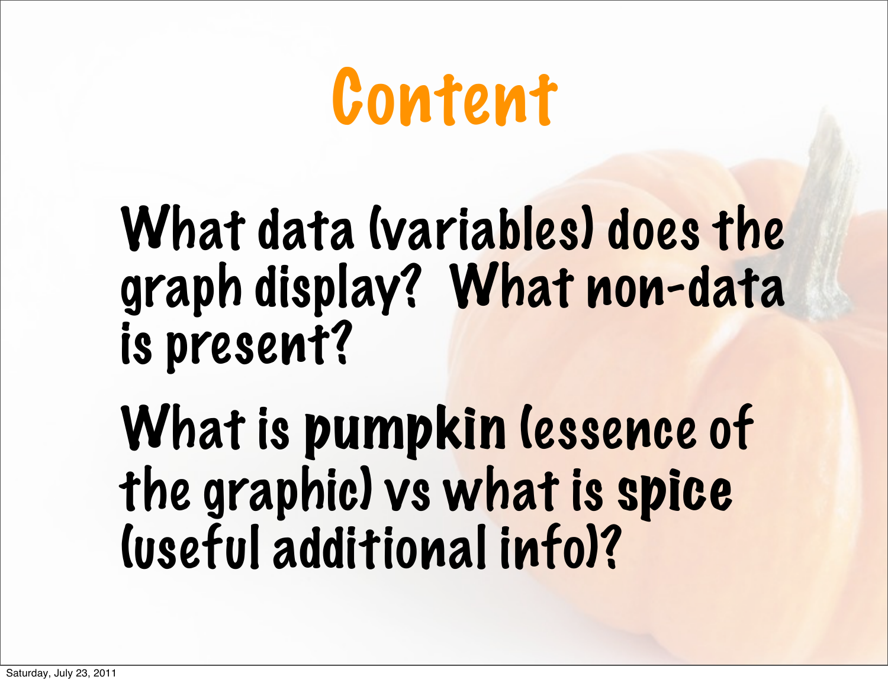# Content

What data (variables) does the graph display? What non-data is present?

What is **pumpkin** (essence of the graphic) vs what is **spice** (useful additional info)?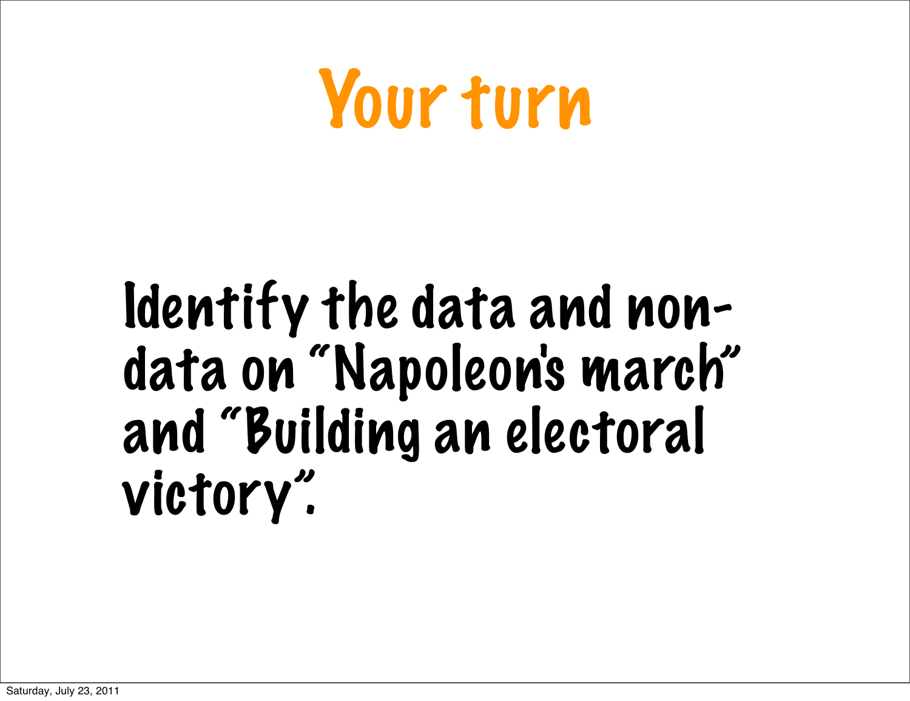# Your turn

Identify the data and non-data on "Napoleon's march" and "Building an electoral victory".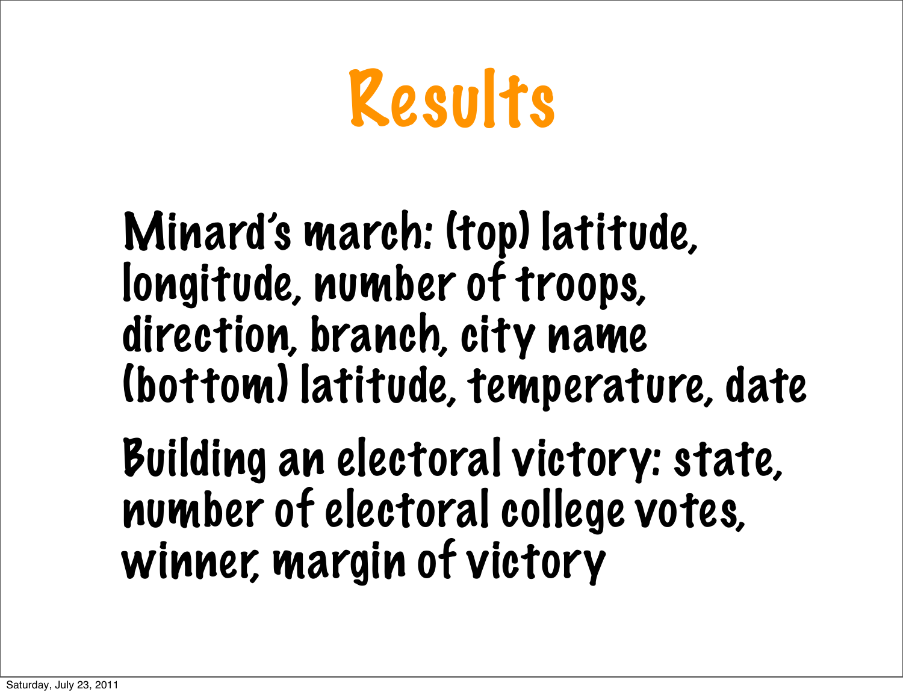# Results

Minard's march: (top) latitude, longitude, number of troops, direction, branch, city name (bottom) latitude, temperature, date

Building an electoral victory: state, number of electoral college votes, winner, margin of victory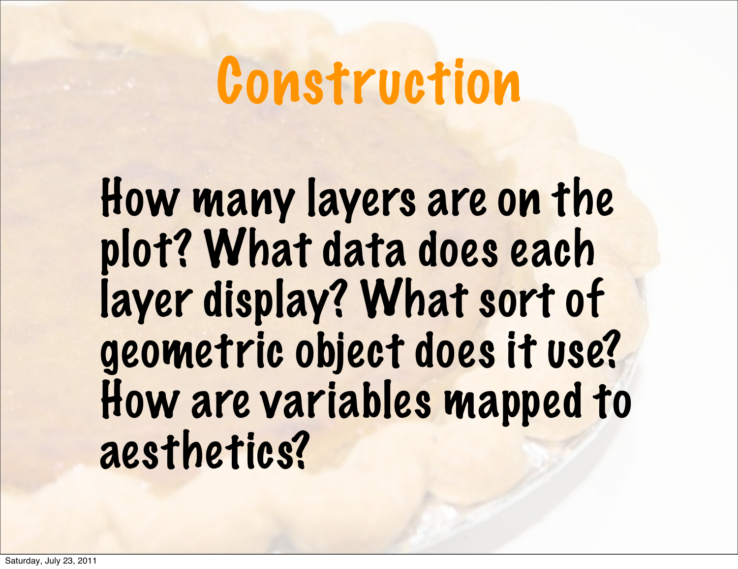# Construction

How many layers are on the plot? What data does each layer display? What sort of geometric object does it use? How are variables mapped to aesthetics?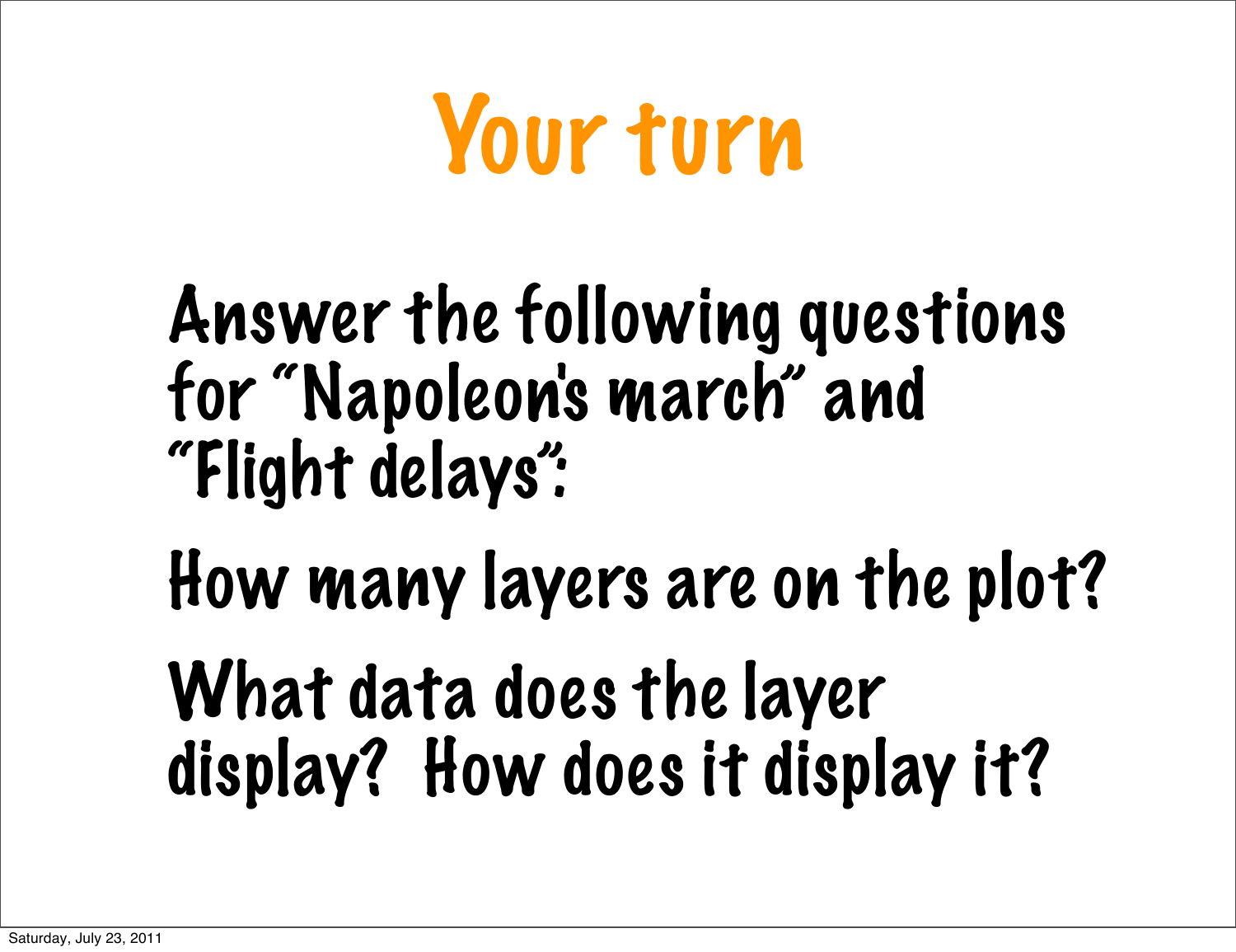# Your turn

Answer the following questions for "Napoleon's march" and "Flight delays":

How many layers are on the plot?

What data does the layer display? How does it display it?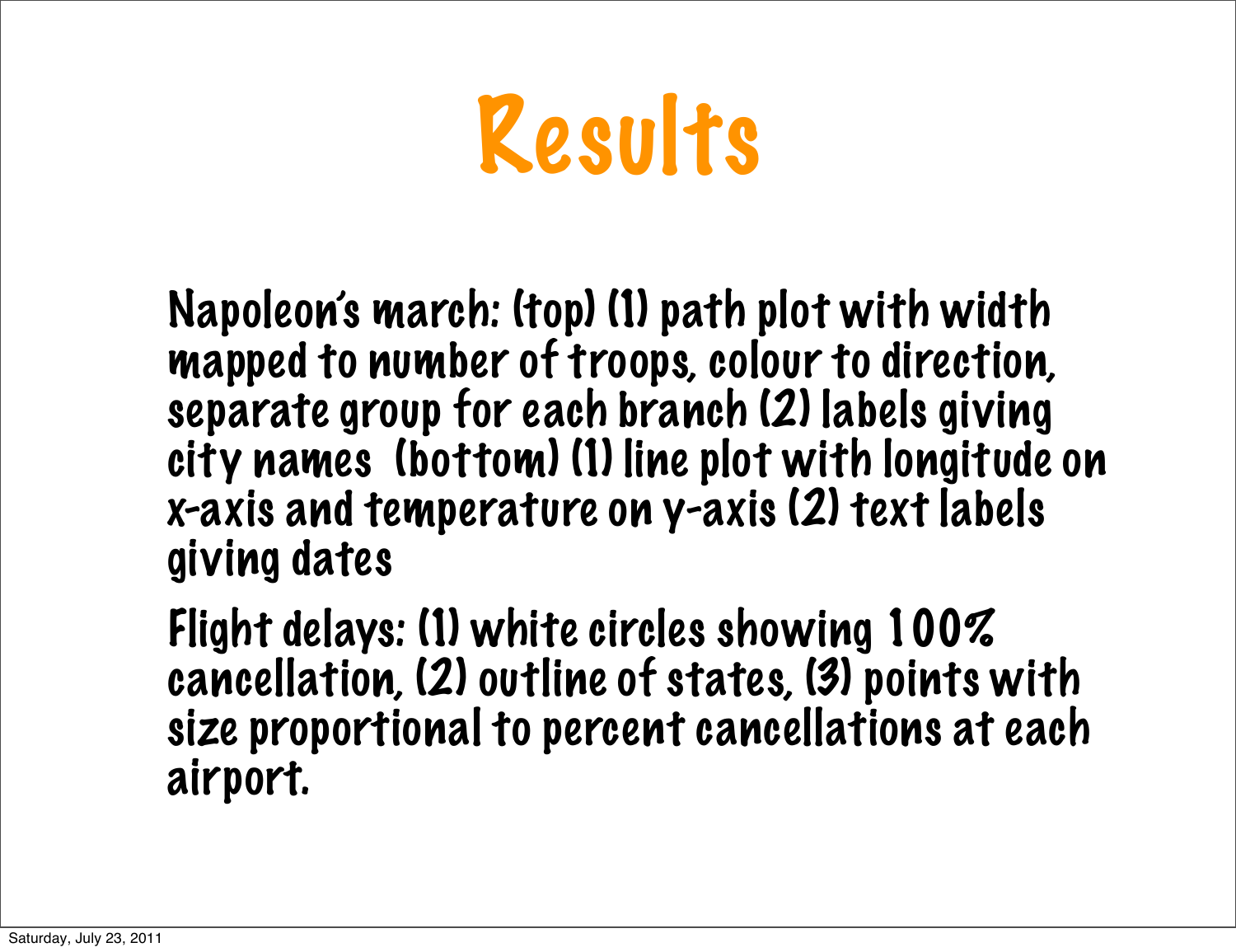# Results

Napoleon's march: (top) (1) path plot with width mapped to number of troops, colour to direction, separate group for each branch (2) labels giving city names (bottom) (1) line plot with longitude on x-axis and temperature on y-axis (2) text labels giving dates

Flight delays: (1) white circles showing 100% cancellation, (2) outline of states, (3) points with size proportional to percent cancellations at each airport.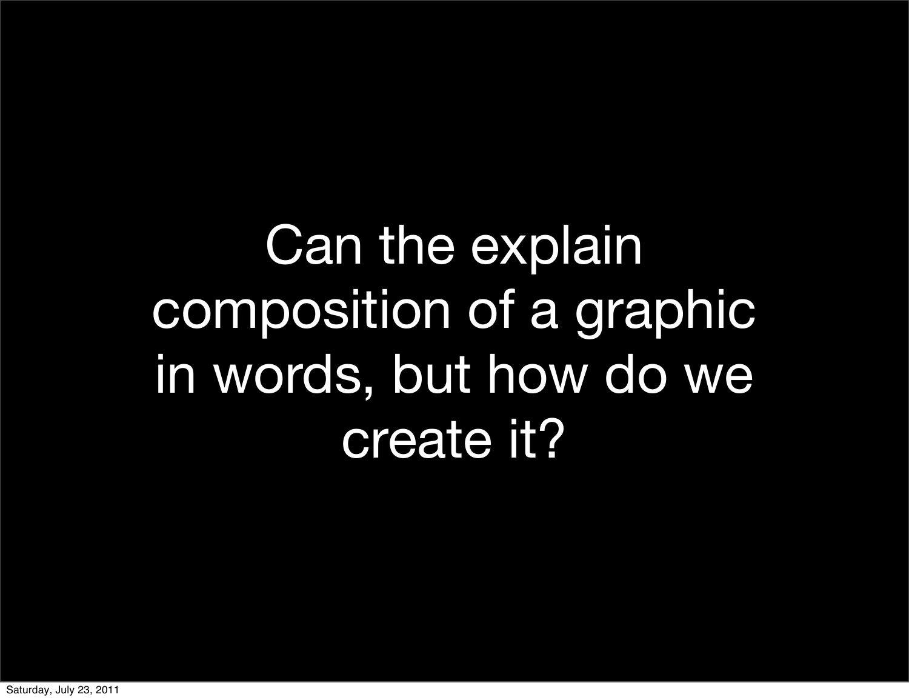Can the explain composition of a graphic in words, but how do we create it?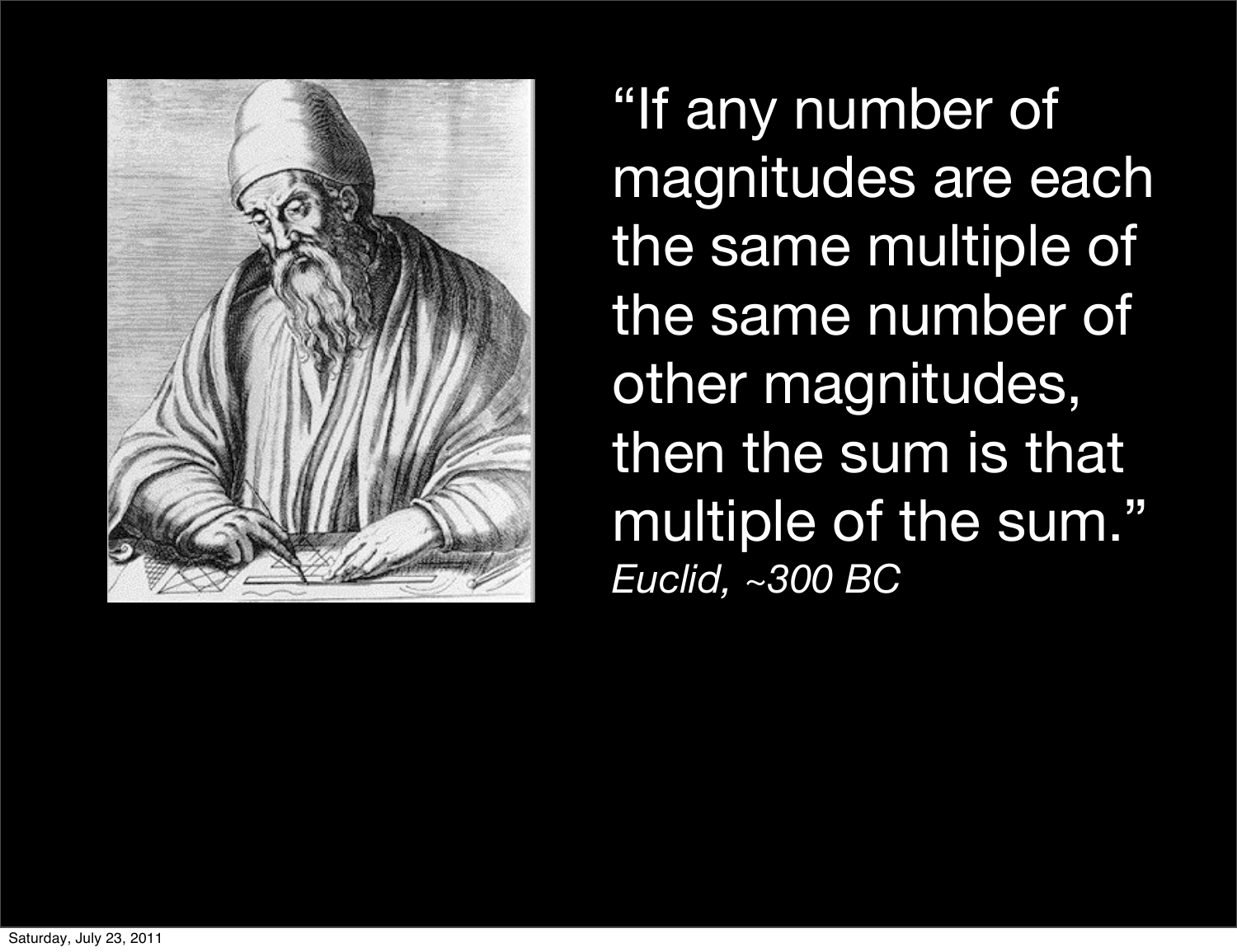"If any number of magnitudes are each the same multiple of the same number of other magnitudes, then the sum is that multiple of the sum."
*Euclid, ~300 BC*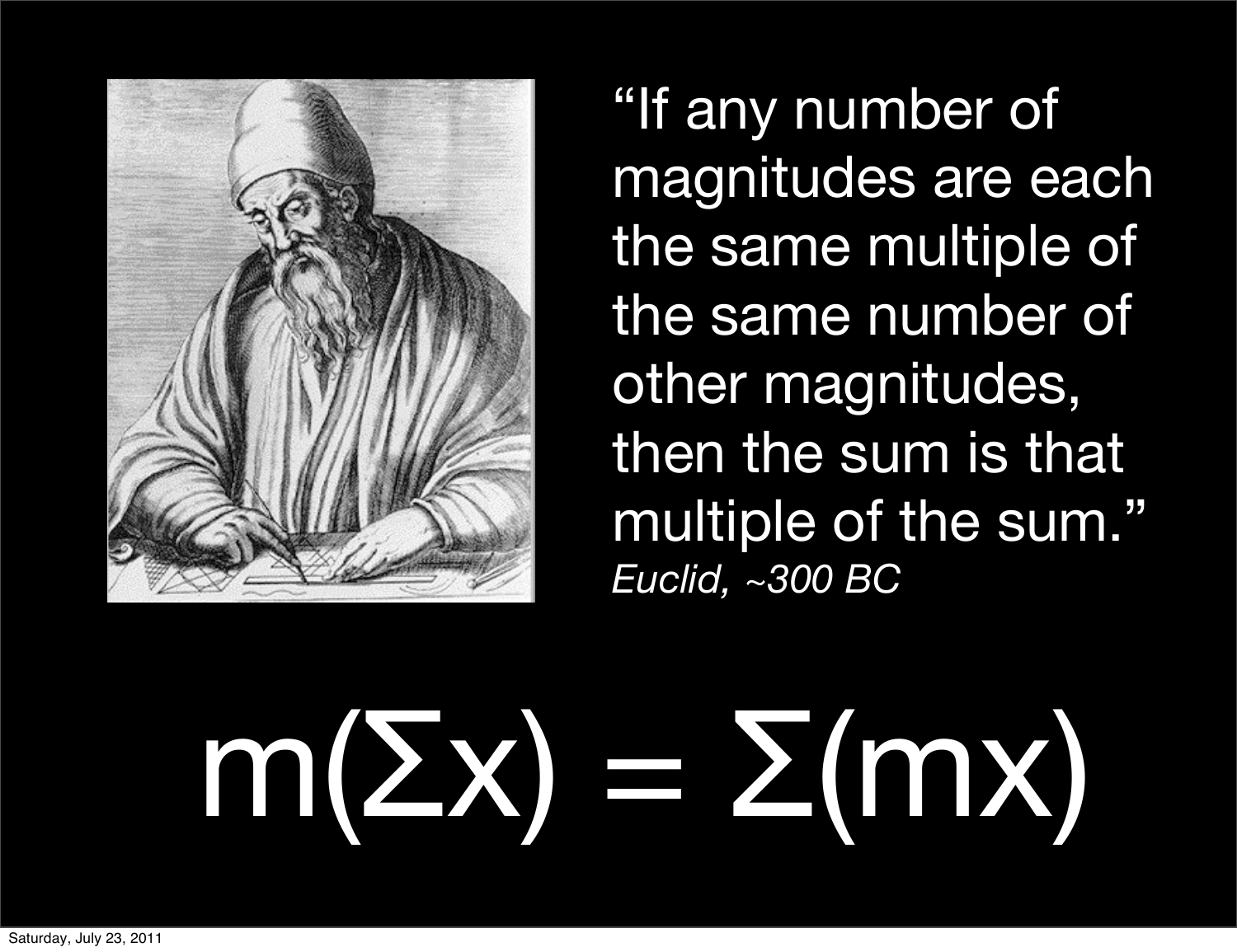"If any number of magnitudes are each the same multiple of the same number of other magnitudes, then the sum is that multiple of the sum."
*Euclid, ~300 BC*

$$m(\Sigma x) = \Sigma(mx)$$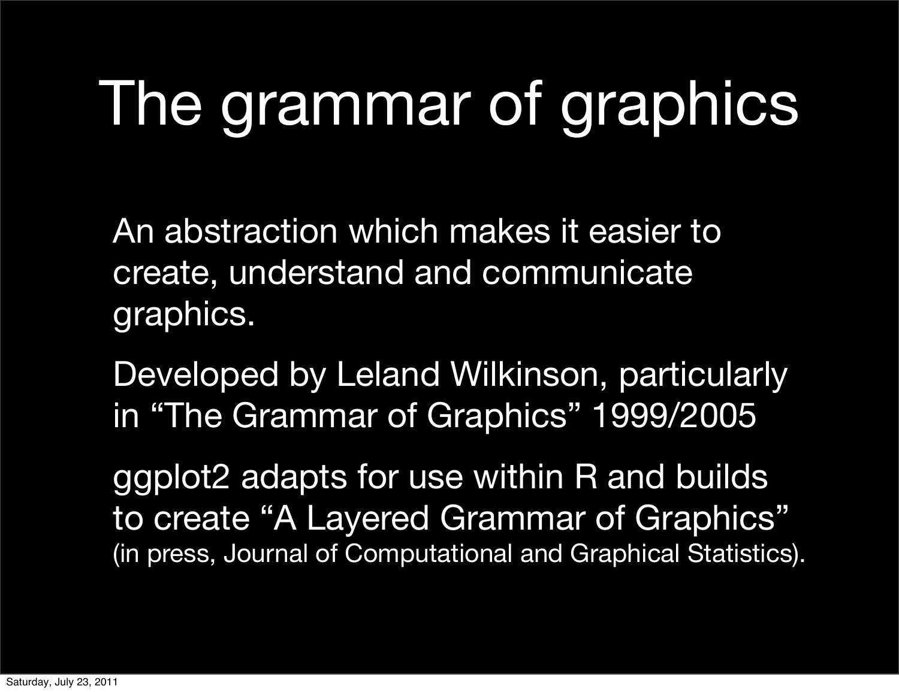# The grammar of graphics

An abstraction which makes it easier to create, understand and communicate graphics.

Developed by Leland Wilkinson, particularly in “The Grammar of Graphics” 1999/2005

ggplot2 adapts for use within R and builds to create “A Layered Grammar of Graphics” (in press, Journal of Computational and Graphical Statistics).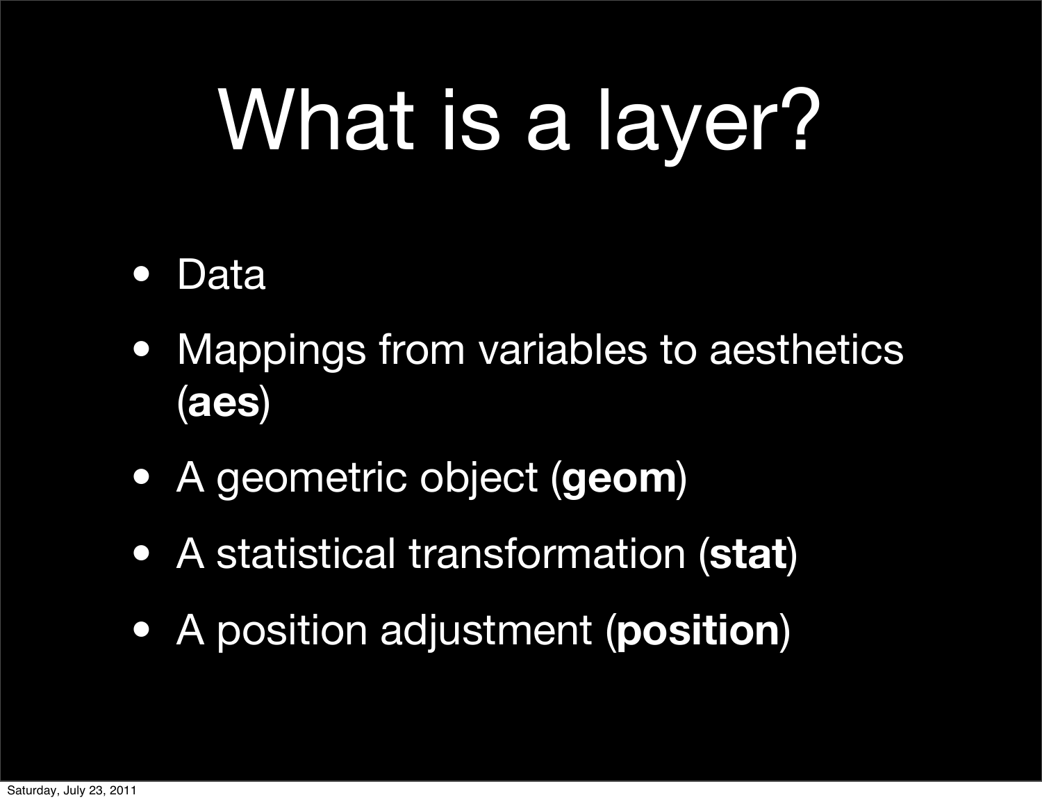# What is a layer?

- Data
- Mappings from variables to aesthetics (**aes**)
- A geometric object (**geom**)
- A statistical transformation (**stat**)
- A position adjustment (**position**)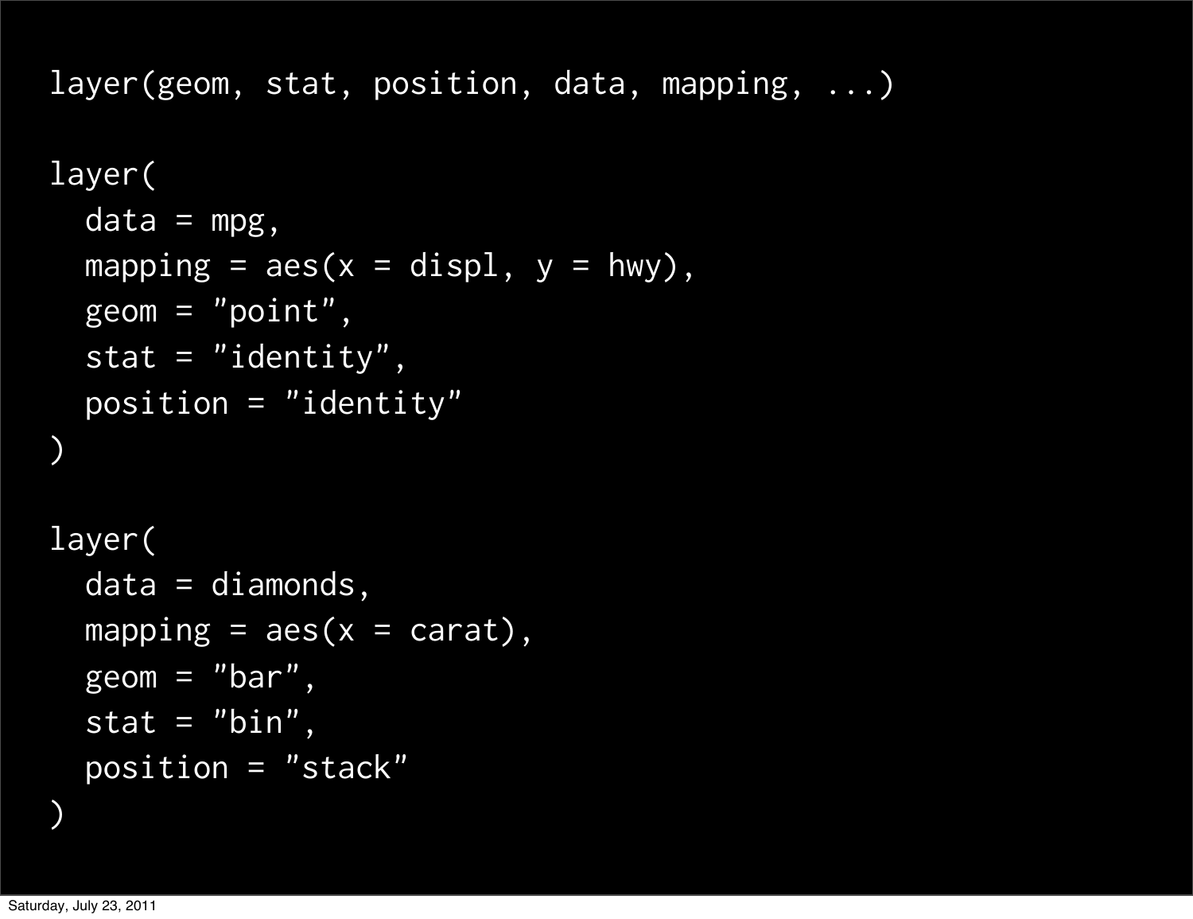```
layer(geom, stat, position, data, mapping, ...)

layer(
  data = mpg,
  mapping = aes(x = displ, y = hwy),
  geom = "point",
  stat = "identity",
  position = "identity"
)

layer(
  data = diamonds,
  mapping = aes(x = carat),
  geom = "bar",
  stat = "bin",
  position = "stack"
)
```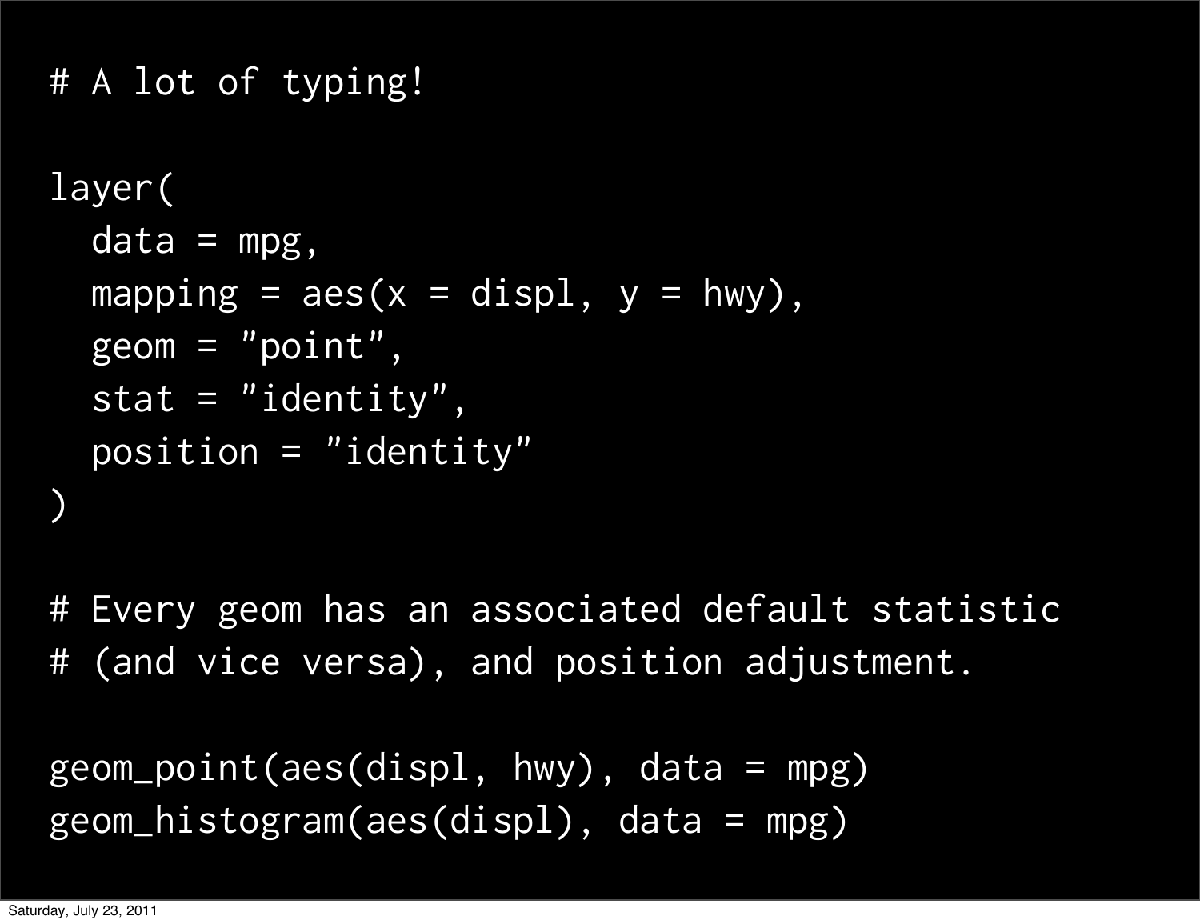```
# A lot of typing!

layer(
  data = mpg,
  mapping = aes(x = displ, y = hwy),
  geom = "point",
  stat = "identity",
  position = "identity"
)

# Every geom has an associated default statistic
# (and vice versa), and position adjustment.

geom_point(aes(displ, hwy), data = mpg)
geom_histogram(aes(displ), data = mpg)
```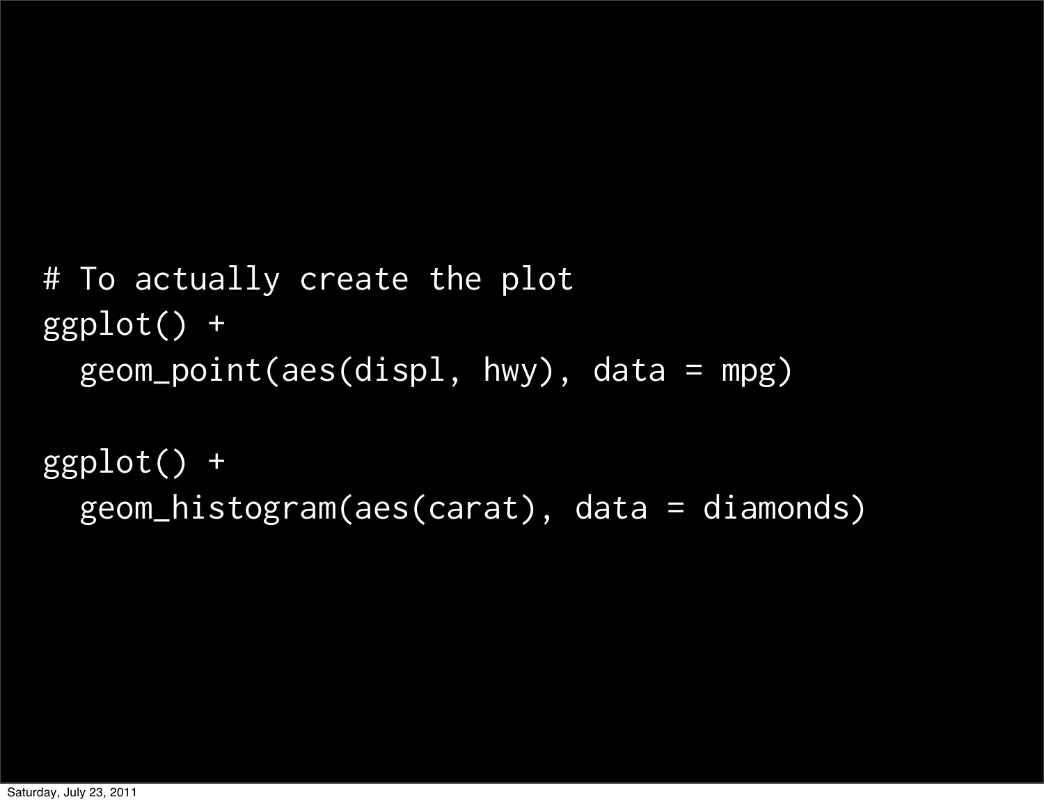```
# To actually create the plot
ggplot() +
  geom_point(aes(displ, hwy), data = mpg)

ggplot() +
  geom_histogram(aes(carat), data = diamonds)
```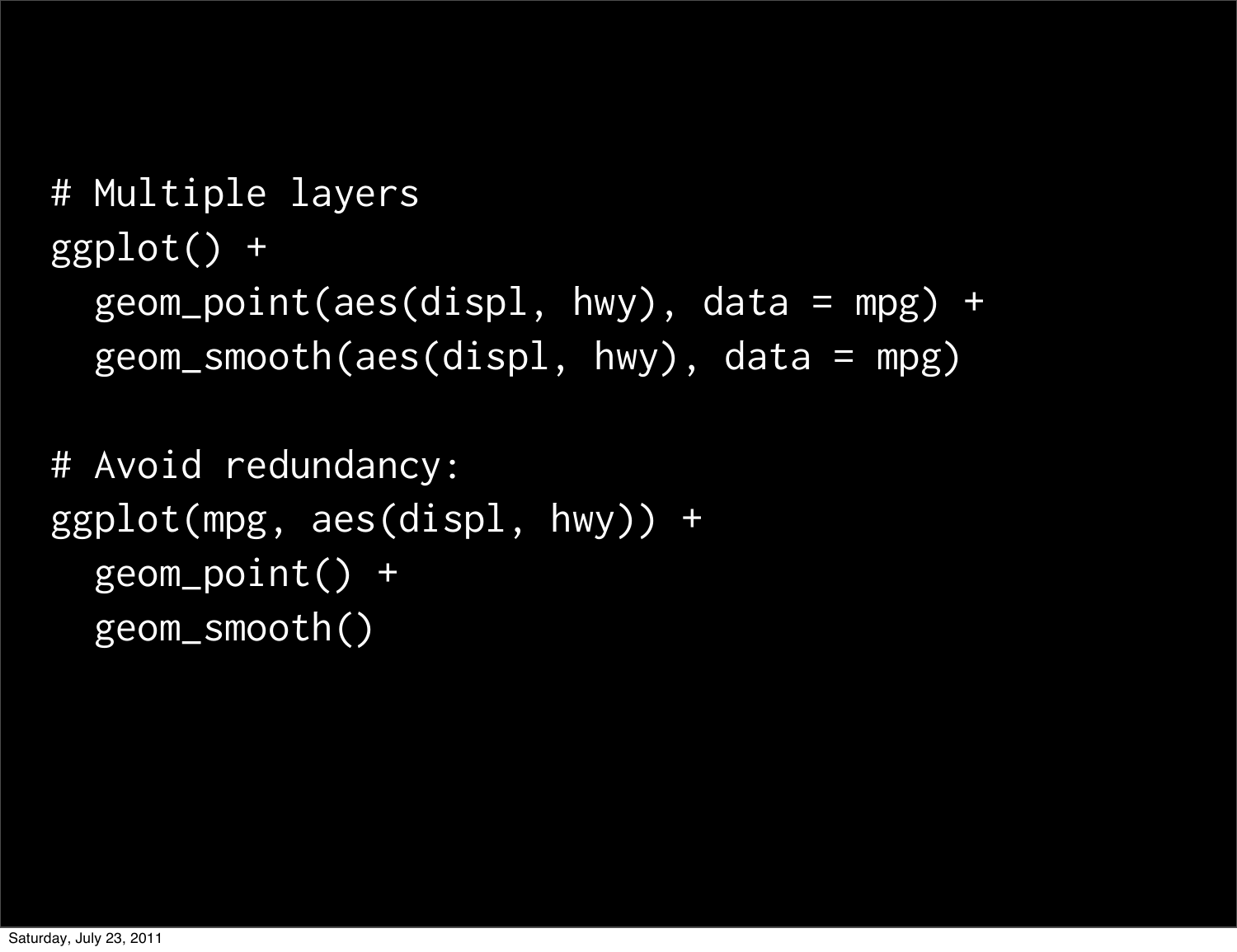```
# Multiple layers
ggplot() +
  geom_point(aes(displ, hwy), data = mpg) +
  geom_smooth(aes(displ, hwy), data = mpg)

# Avoid redundancy:
ggplot(mpg, aes(displ, hwy)) +
  geom_point() +
  geom_smooth()
```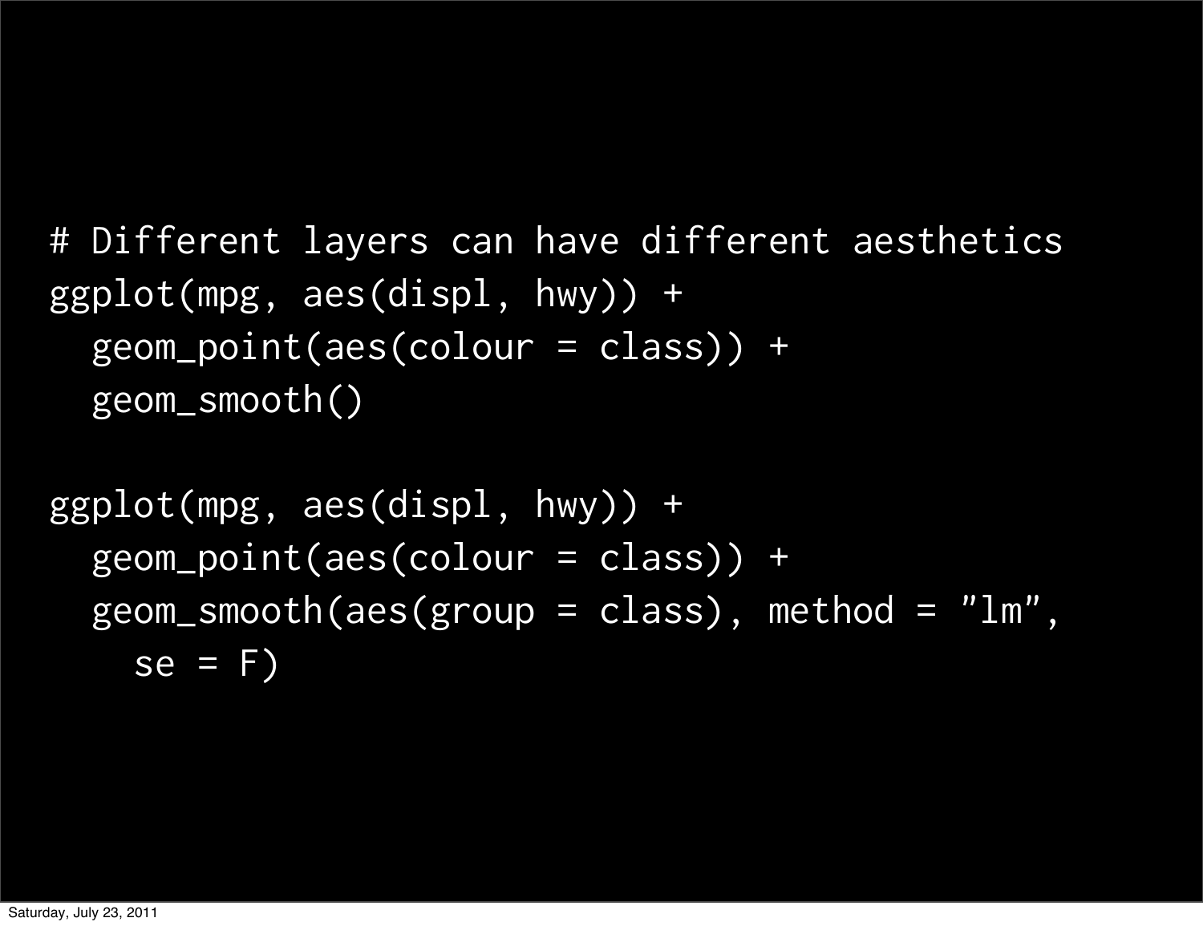```
# Different layers can have different aesthetics
ggplot(mpg, aes(displ, hwy)) +
  geom_point(aes(colour = class)) +
  geom_smooth()

ggplot(mpg, aes(displ, hwy)) +
  geom_point(aes(colour = class)) +
  geom_smooth(aes(group = class), method = "lm",
    se = F)
```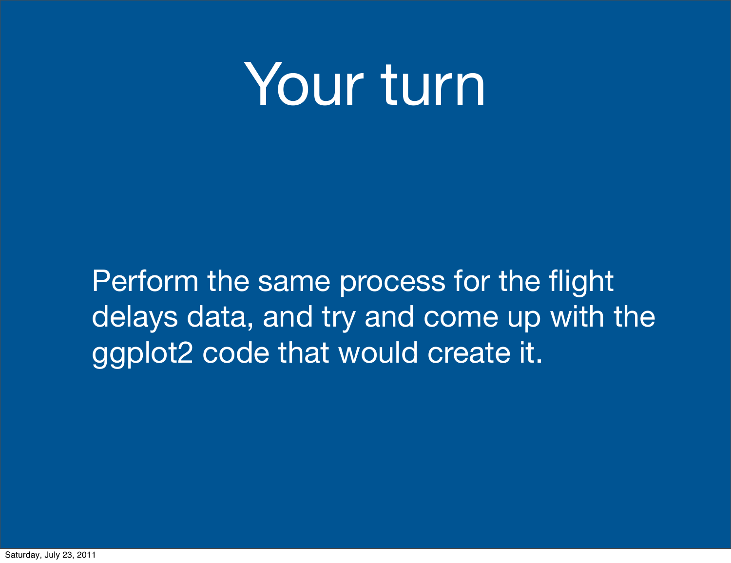# Your turn

Perform the same process for the flight delays data, and try and come up with the ggplot2 code that would create it.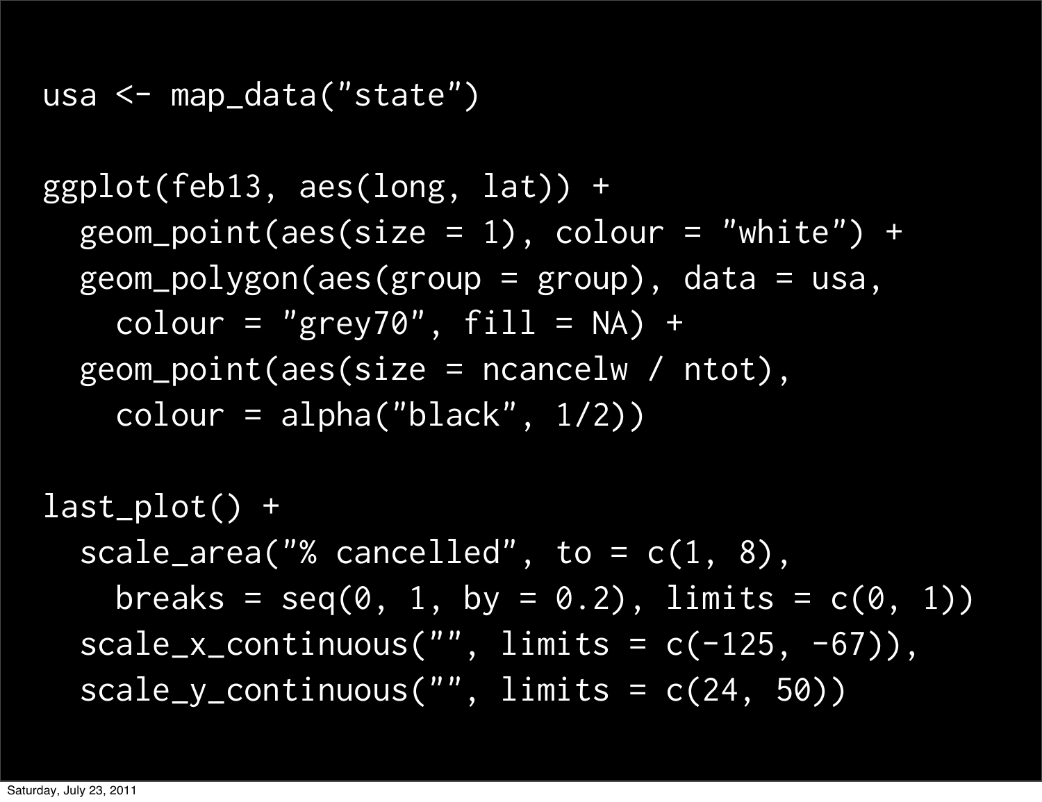```
usa <- map_data("state")

ggplot(feb13, aes(long, lat)) +
  geom_point(aes(size = 1), colour = "white") +
  geom_polygon(aes(group = group), data = usa,
    colour = "grey70", fill = NA) +
  geom_point(aes(size = ncancelw / ntot),
    colour = alpha("black", 1/2))

last_plot() +
  scale_area("% cancelled", to = c(1, 8),
    breaks = seq(0, 1, by = 0.2), limits = c(0, 1))
  scale_x_continuous("", limits = c(-125, -67)),
  scale_y_continuous("", limits = c(24, 50))
```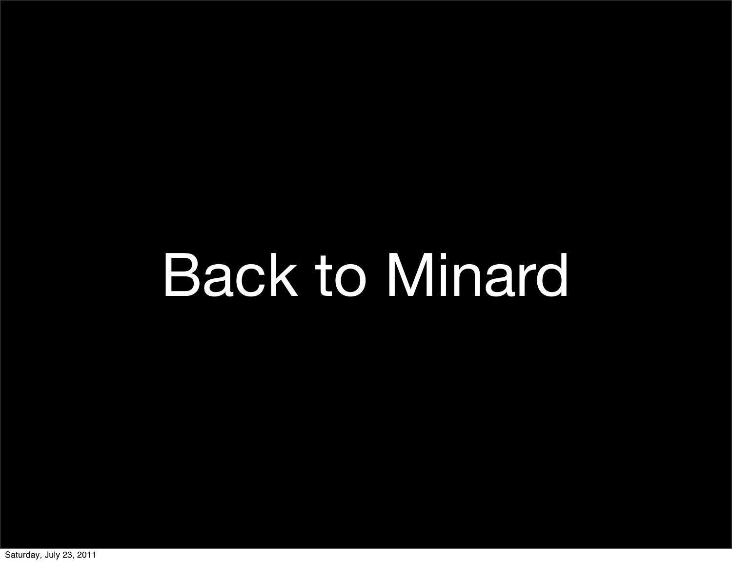# Back to Minard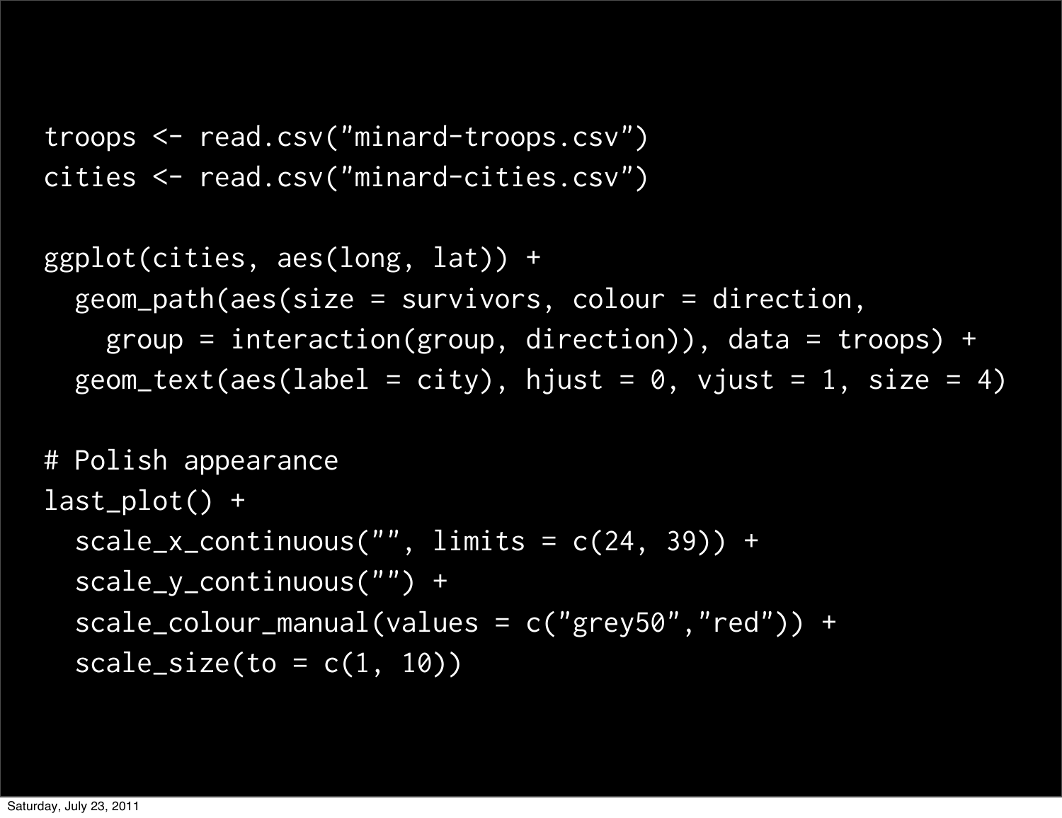```
troops <- read.csv("minard-troops.csv")
cities <- read.csv("minard-cities.csv")

ggplot(cities, aes(long, lat)) +
  geom_path(aes(size = survivors, colour = direction,
    group = interaction(group, direction)), data = troops) +
  geom_text(aes(label = city), hjust = 0, vjust = 1, size = 4)

# Polish appearance
last_plot() +
  scale_x_continuous("", limits = c(24, 39)) +
  scale_y_continuous("") +
  scale_colour_manual(values = c("grey50","red")) +
  scale_size(to = c(1, 10))
```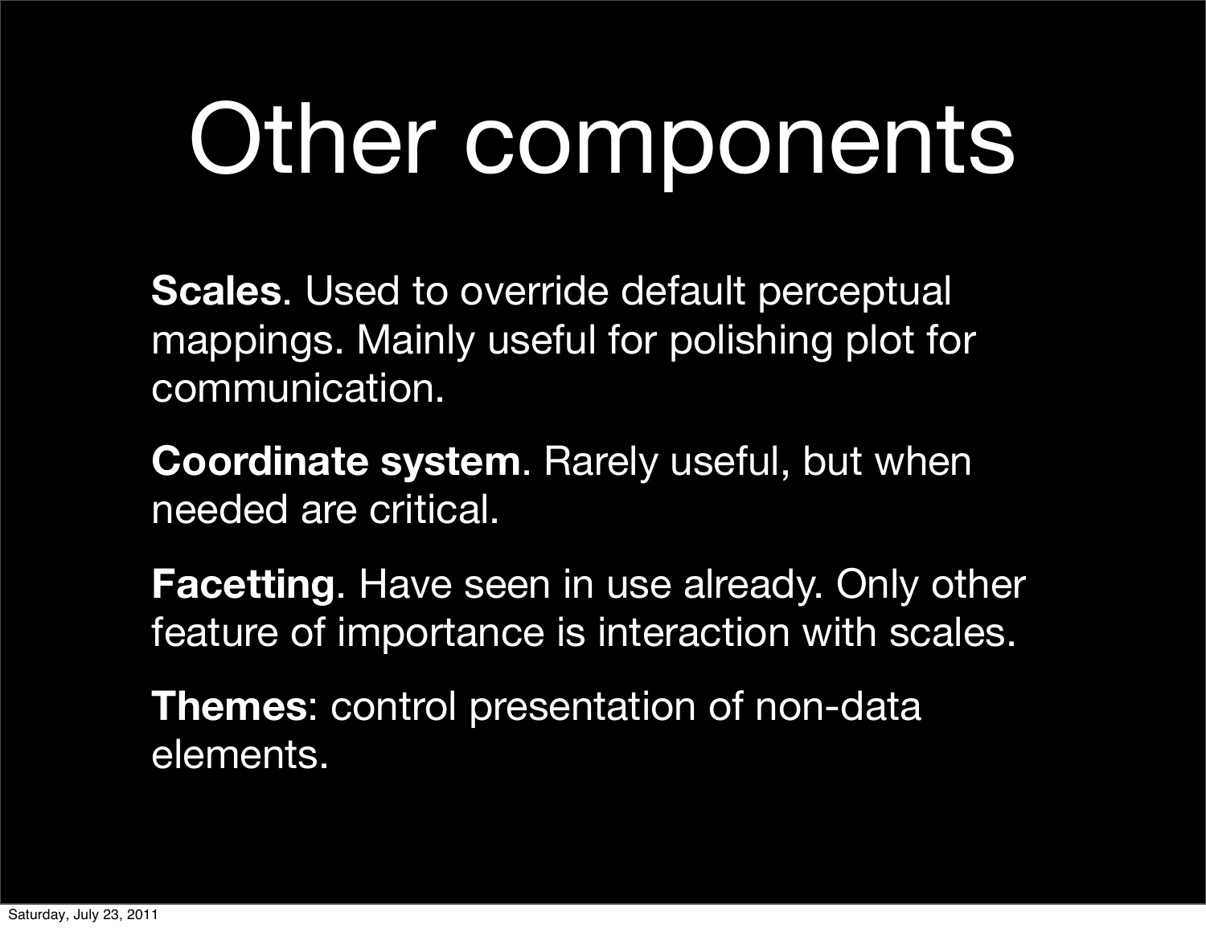# Other components

**Scales**. Used to override default perceptual mappings. Mainly useful for polishing plot for communication.

**Coordinate system**. Rarely useful, but when needed are critical.

**Facetting**. Have seen in use already. Only other feature of importance is interaction with scales.

**Themes**: control presentation of non-data elements.